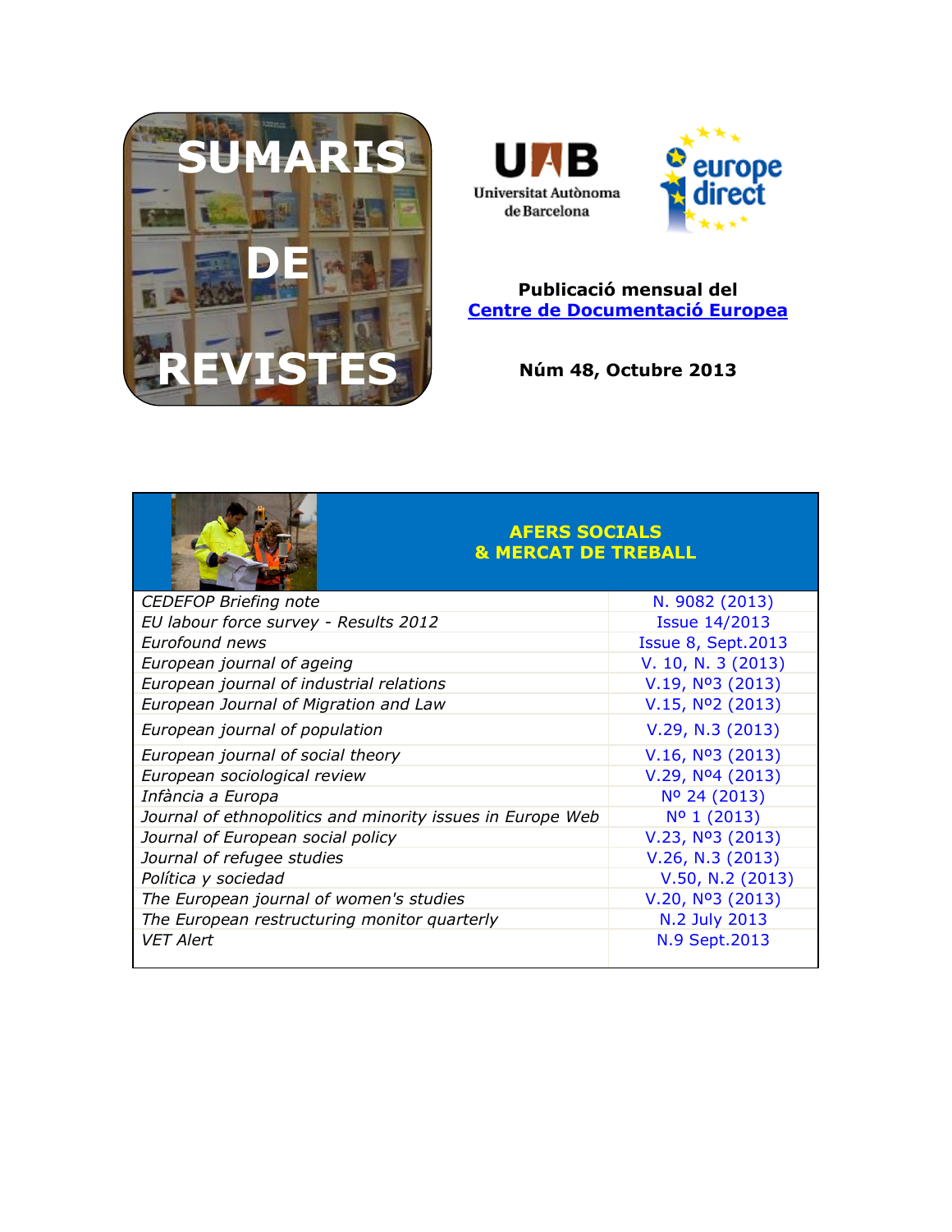# SUMARIS DE REVISTES

Universitat Autònoma de Barcelona

europe direct

**Publicació mensual del**
**[Centre de Documentació Europea]**

**Núm 48, Octubre 2013**

## AFERS SOCIALS & MERCAT DE TREBALL

| | |
|---|---|
| *CEDEFOP Briefing note* | N. 9082 (2013) |
| *EU labour force survey - Results 2012* | Issue 14/2013 |
| *Eurofound news* | Issue 8, Sept.2013 |
| *European journal of ageing* | V. 10, N. 3 (2013) |
| *European journal of industrial relations* | V.19, Nº3 (2013) |
| *European Journal of Migration and Law* | V.15, Nº2 (2013) |
| *European journal of population* | V.29, N.3 (2013) |
| *European journal of social theory* | V.16, Nº3 (2013) |
| *European sociological review* | V.29, Nº4 (2013) |
| *Infància a Europa* | Nº 24 (2013) |
| *Journal of ethnopolitics and minority issues in Europe Web* | Nº 1 (2013) |
| *Journal of European social policy* | V.23, Nº3 (2013) |
| *Journal of refugee studies* | V.26, N.3 (2013) |
| *Política y sociedad* | V.50, N.2 (2013) |
| *The European journal of women's studies* | V.20, Nº3 (2013) |
| *The European restructuring monitor quarterly* | N.2 July 2013 |
| *VET Alert* | N.9 Sept.2013 |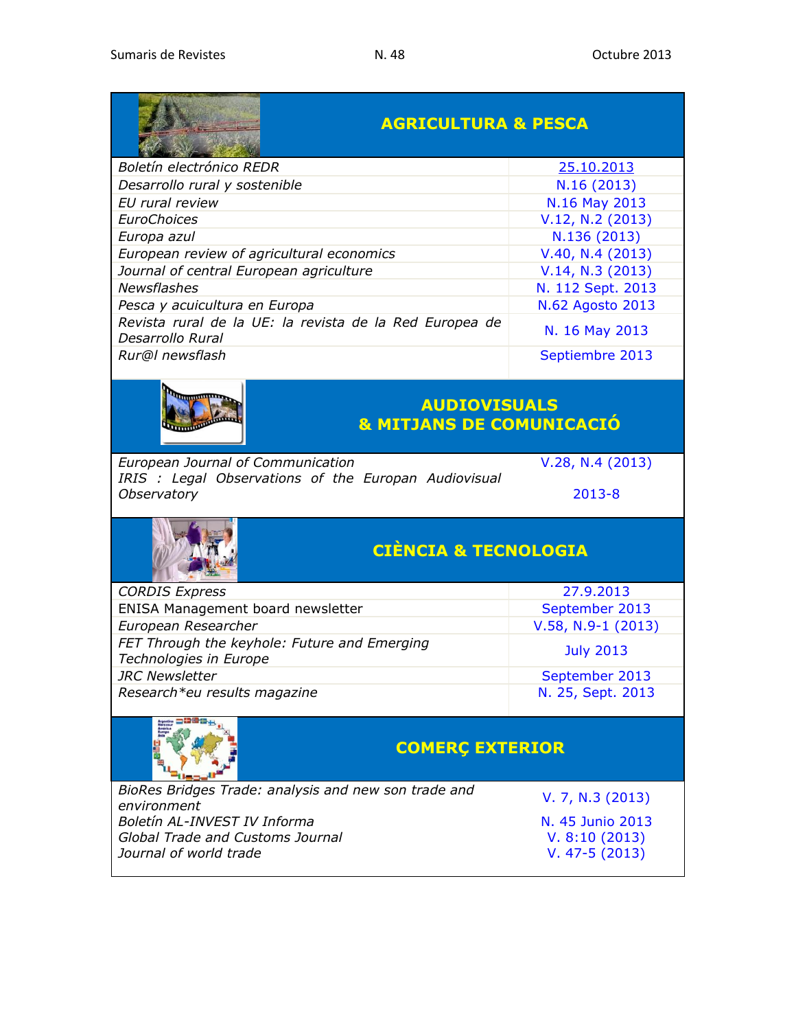## AGRICULTURA & PESCA

| | |
|---|---|
| *Boletín electrónico REDR* | 25.10.2013 |
| *Desarrollo rural y sostenible* | N.16 (2013) |
| *EU rural review* | N.16 May 2013 |
| *EuroChoices* | V.12, N.2 (2013) |
| *Europa azul* | N.136 (2013) |
| *European review of agricultural economics* | V.40, N.4 (2013) |
| *Journal of central European agriculture* | V.14, N.3 (2013) |
| *Newsflashes* | N. 112 Sept. 2013 |
| *Pesca y acuicultura en Europa* | N.62 Agosto 2013 |
| *Revista rural de la UE: la revista de la Red Europea de Desarrollo Rural* | N. 16 May 2013 |
| *Rur@l newsflash* | Septiembre 2013 |

## AUDIOVISUALS & MITJANS DE COMUNICACIÓ

| | |
|---|---|
| *European Journal of Communication* | V.28, N.4 (2013) |
| *IRIS : Legal Observations of the Europan Audiovisual Observatory* | 2013-8 |

## CIÈNCIA & TECNOLOGIA

| | |
|---|---|
| *CORDIS Express* | 27.9.2013 |
| ENISA Management board newsletter | September 2013 |
| *European Researcher* | V.58, N.9-1 (2013) |
| *FET Through the keyhole: Future and Emerging Technologies in Europe* | July 2013 |
| *JRC Newsletter* | September 2013 |
| *Research*eu results magazine* | N. 25, Sept. 2013 |

## COMERÇ EXTERIOR

| | |
|---|---|
| *BioRes Bridges Trade: analysis and new son trade and environment* | V. 7, N.3 (2013) |
| *Boletín AL-INVEST IV Informa* | N. 45 Junio 2013 |
| *Global Trade and Customs Journal* | V. 8:10 (2013) |
| *Journal of world trade* | V. 47-5 (2013) |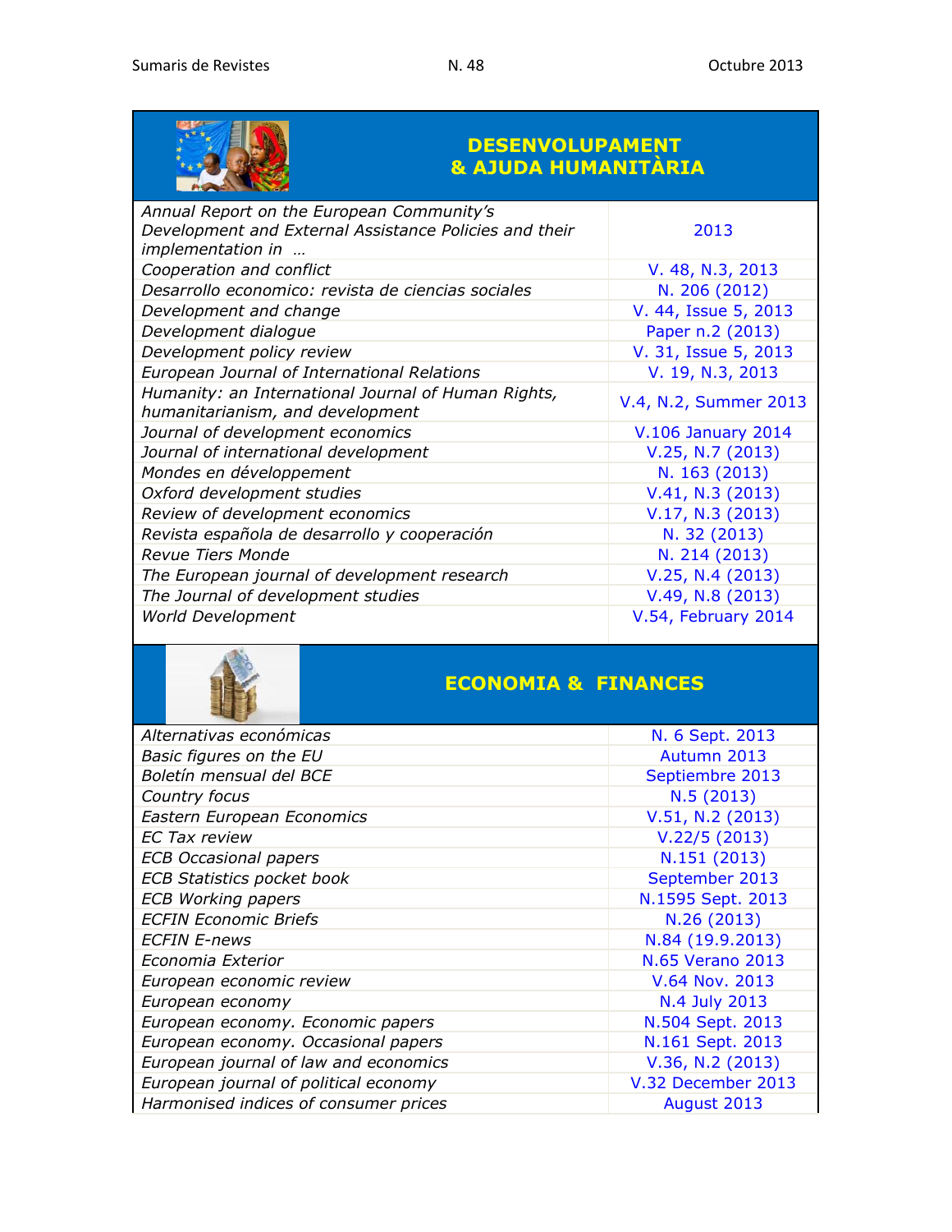## DESENVOLUPAMENT & AJUDA HUMANITÀRIA

| | |
|---|---|
| *Annual Report on the European Community's Development and External Assistance Policies and their implementation in …* | 2013 |
| *Cooperation and conflict* | V. 48, N.3, 2013 |
| *Desarrollo economico: revista de ciencias sociales* | N. 206 (2012) |
| *Development and change* | V. 44, Issue 5, 2013 |
| *Development dialogue* | Paper n.2 (2013) |
| *Development policy review* | V. 31, Issue 5, 2013 |
| *European Journal of International Relations* | V. 19, N.3, 2013 |
| *Humanity: an International Journal of Human Rights, humanitarianism, and development* | V.4, N.2, Summer 2013 |
| *Journal of development economics* | V.106 January 2014 |
| *Journal of international development* | V.25, N.7 (2013) |
| *Mondes en développement* | N. 163 (2013) |
| *Oxford development studies* | V.41, N.3 (2013) |
| *Review of development economics* | V.17, N.3 (2013) |
| *Revista española de desarrollo y cooperación* | N. 32 (2013) |
| *Revue Tiers Monde* | N. 214 (2013) |
| *The European journal of development research* | V.25, N.4 (2013) |
| *The Journal of development studies* | V.49, N.8 (2013) |
| *World Development* | V.54, February 2014 |

## ECONOMIA & FINANCES

| | |
|---|---|
| *Alternativas económicas* | N. 6 Sept. 2013 |
| *Basic figures on the EU* | Autumn 2013 |
| *Boletín mensual del BCE* | Septiembre 2013 |
| *Country focus* | N.5 (2013) |
| *Eastern European Economics* | V.51, N.2 (2013) |
| *EC Tax review* | V.22/5 (2013) |
| *ECB Occasional papers* | N.151 (2013) |
| *ECB Statistics pocket book* | September 2013 |
| *ECB Working papers* | N.1595 Sept. 2013 |
| *ECFIN Economic Briefs* | N.26 (2013) |
| *ECFIN E-news* | N.84 (19.9.2013) |
| *Economia Exterior* | N.65 Verano 2013 |
| *European economic review* | V.64 Nov. 2013 |
| *European economy* | N.4 July 2013 |
| *European economy. Economic papers* | N.504 Sept. 2013 |
| *European economy. Occasional papers* | N.161 Sept. 2013 |
| *European journal of law and economics* | V.36, N.2 (2013) |
| *European journal of political economy* | V.32 December 2013 |
| *Harmonised indices of consumer prices* | August 2013 |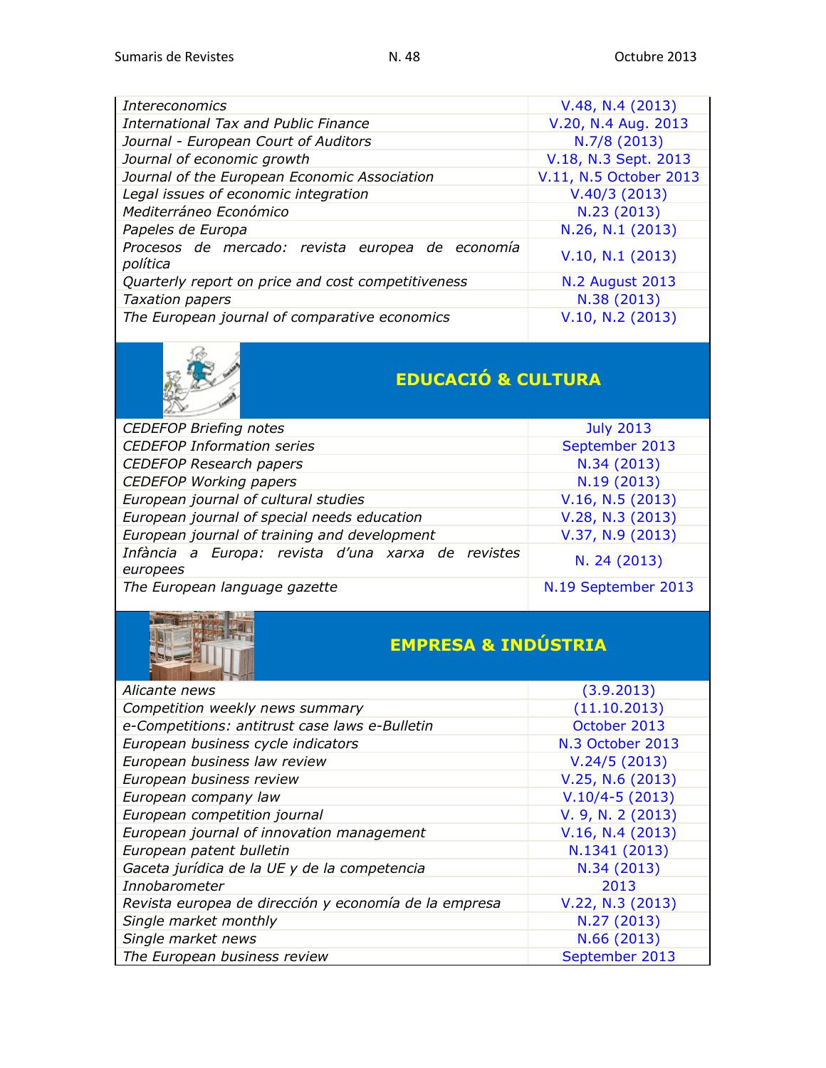| | |
|---|---|
| *Intereconomics* | V.48, N.4 (2013) |
| *International Tax and Public Finance* | V.20, N.4 Aug. 2013 |
| *Journal - European Court of Auditors* | N.7/8 (2013) |
| *Journal of economic growth* | V.18, N.3 Sept. 2013 |
| *Journal of the European Economic Association* | V.11, N.5 October 2013 |
| *Legal issues of economic integration* | V.40/3 (2013) |
| *Mediterráneo Económico* | N.23 (2013) |
| *Papeles de Europa* | N.26, N.1 (2013) |
| *Procesos de mercado: revista europea de economía política* | V.10, N.1 (2013) |
| *Quarterly report on price and cost competitiveness* | N.2 August 2013 |
| *Taxation papers* | N.38 (2013) |
| *The European journal of comparative economics* | V.10, N.2 (2013) |

## EDUCACIÓ & CULTURA

| | |
|---|---|
| *CEDEFOP Briefing notes* | July 2013 |
| *CEDEFOP Information series* | September 2013 |
| *CEDEFOP Research papers* | N.34 (2013) |
| *CEDEFOP Working papers* | N.19 (2013) |
| *European journal of cultural studies* | V.16, N.5 (2013) |
| *European journal of special needs education* | V.28, N.3 (2013) |
| *European journal of training and development* | V.37, N.9 (2013) |
| *Infància a Europa: revista d'una xarxa de revistes europees* | N. 24 (2013) |
| *The European language gazette* | N.19 September 2013 |

## EMPRESA & INDÚSTRIA

| | |
|---|---|
| *Alicante news* | (3.9.2013) |
| *Competition weekly news summary* | (11.10.2013) |
| *e-Competitions: antitrust case laws e-Bulletin* | October 2013 |
| *European business cycle indicators* | N.3 October 2013 |
| *European business law review* | V.24/5 (2013) |
| *European business review* | V.25, N.6 (2013) |
| *European company law* | V.10/4-5 (2013) |
| *European competition journal* | V. 9, N. 2 (2013) |
| *European journal of innovation management* | V.16, N.4 (2013) |
| *European patent bulletin* | N.1341 (2013) |
| *Gaceta jurídica de la UE y de la competencia* | N.34 (2013) |
| *Innobarometer* | 2013 |
| *Revista europea de dirección y economía de la empresa* | V.22, N.3 (2013) |
| *Single market monthly* | N.27 (2013) |
| *Single market news* | N.66 (2013) |
| *The European business review* | September 2013 |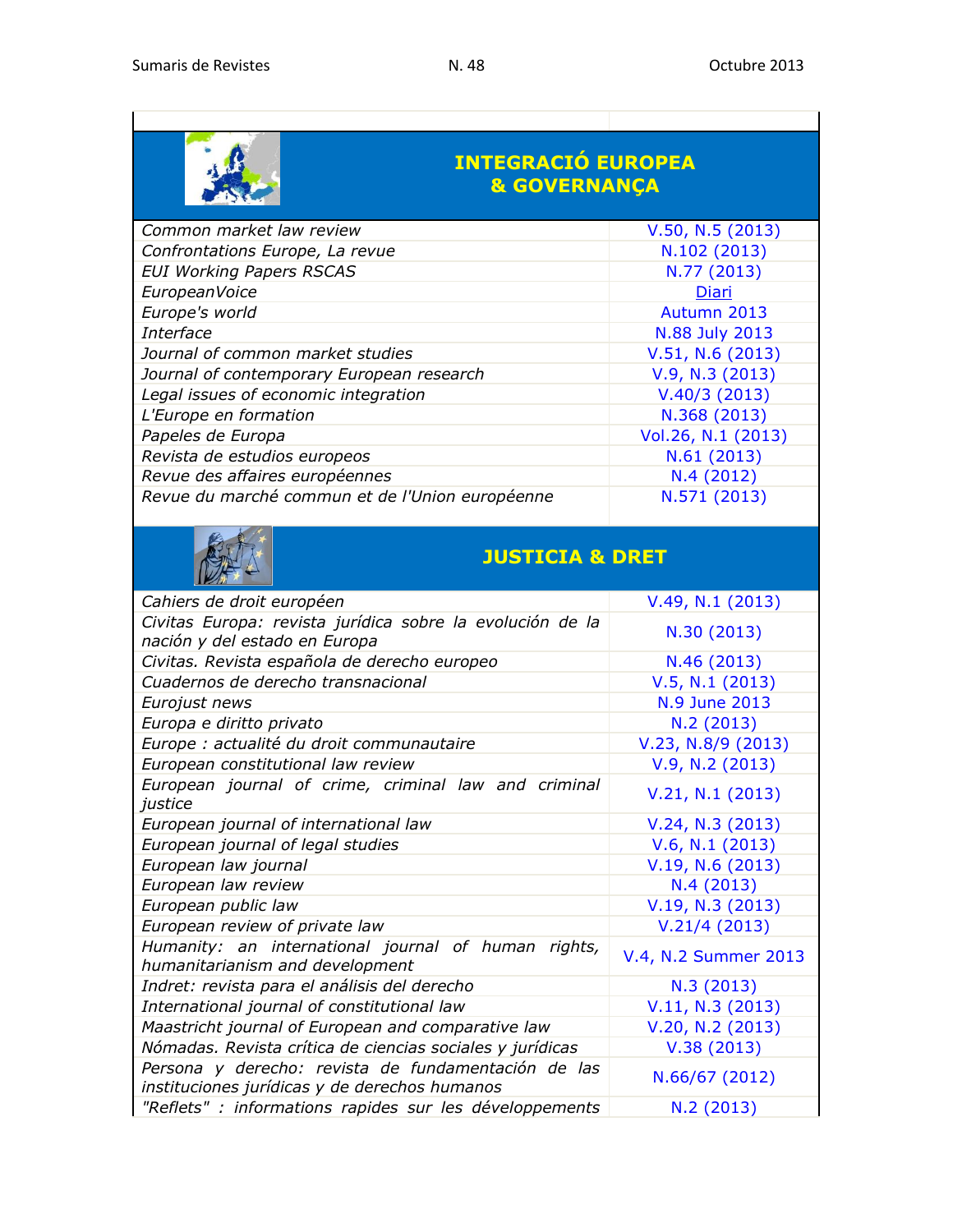## INTEGRACIÓ EUROPEA & GOVERNANÇA

| | |
|---|---|
| *Common market law review* | V.50, N.5 (2013) |
| *Confrontations Europe, La revue* | N.102 (2013) |
| *EUI Working Papers RSCAS* | N.77 (2013) |
| *EuropeanVoice* | Diari |
| *Europe's world* | Autumn 2013 |
| *Interface* | N.88 July 2013 |
| *Journal of common market studies* | V.51, N.6 (2013) |
| *Journal of contemporary European research* | V.9, N.3 (2013) |
| *Legal issues of economic integration* | V.40/3 (2013) |
| *L'Europe en formation* | N.368 (2013) |
| *Papeles de Europa* | Vol.26, N.1 (2013) |
| *Revista de estudios europeos* | N.61 (2013) |
| *Revue des affaires européennes* | N.4 (2012) |
| *Revue du marché commun et de l'Union européenne* | N.571 (2013) |

## JUSTICIA & DRET

| | |
|---|---|
| *Cahiers de droit européen* | V.49, N.1 (2013) |
| *Civitas Europa: revista jurídica sobre la evolución de la nación y del estado en Europa* | N.30 (2013) |
| *Civitas. Revista española de derecho europeo* | N.46 (2013) |
| *Cuadernos de derecho transnacional* | V.5, N.1 (2013) |
| *Eurojust news* | N.9 June 2013 |
| *Europa e diritto privato* | N.2 (2013) |
| *Europe : actualité du droit communautaire* | V.23, N.8/9 (2013) |
| *European constitutional law review* | V.9, N.2 (2013) |
| *European journal of crime, criminal law and criminal justice* | V.21, N.1 (2013) |
| *European journal of international law* | V.24, N.3 (2013) |
| *European journal of legal studies* | V.6, N.1 (2013) |
| *European law journal* | V.19, N.6 (2013) |
| *European law review* | N.4 (2013) |
| *European public law* | V.19, N.3 (2013) |
| *European review of private law* | V.21/4 (2013) |
| *Humanity: an international journal of human rights, humanitarianism and development* | V.4, N.2 Summer 2013 |
| *Indret: revista para el análisis del derecho* | N.3 (2013) |
| *International journal of constitutional law* | V.11, N.3 (2013) |
| *Maastricht journal of European and comparative law* | V.20, N.2 (2013) |
| *Nómadas. Revista crítica de ciencias sociales y jurídicas* | V.38 (2013) |
| *Persona y derecho: revista de fundamentación de las instituciones jurídicas y de derechos humanos* | N.66/67 (2012) |
| *"Reflets" : informations rapides sur les développements* | N.2 (2013) |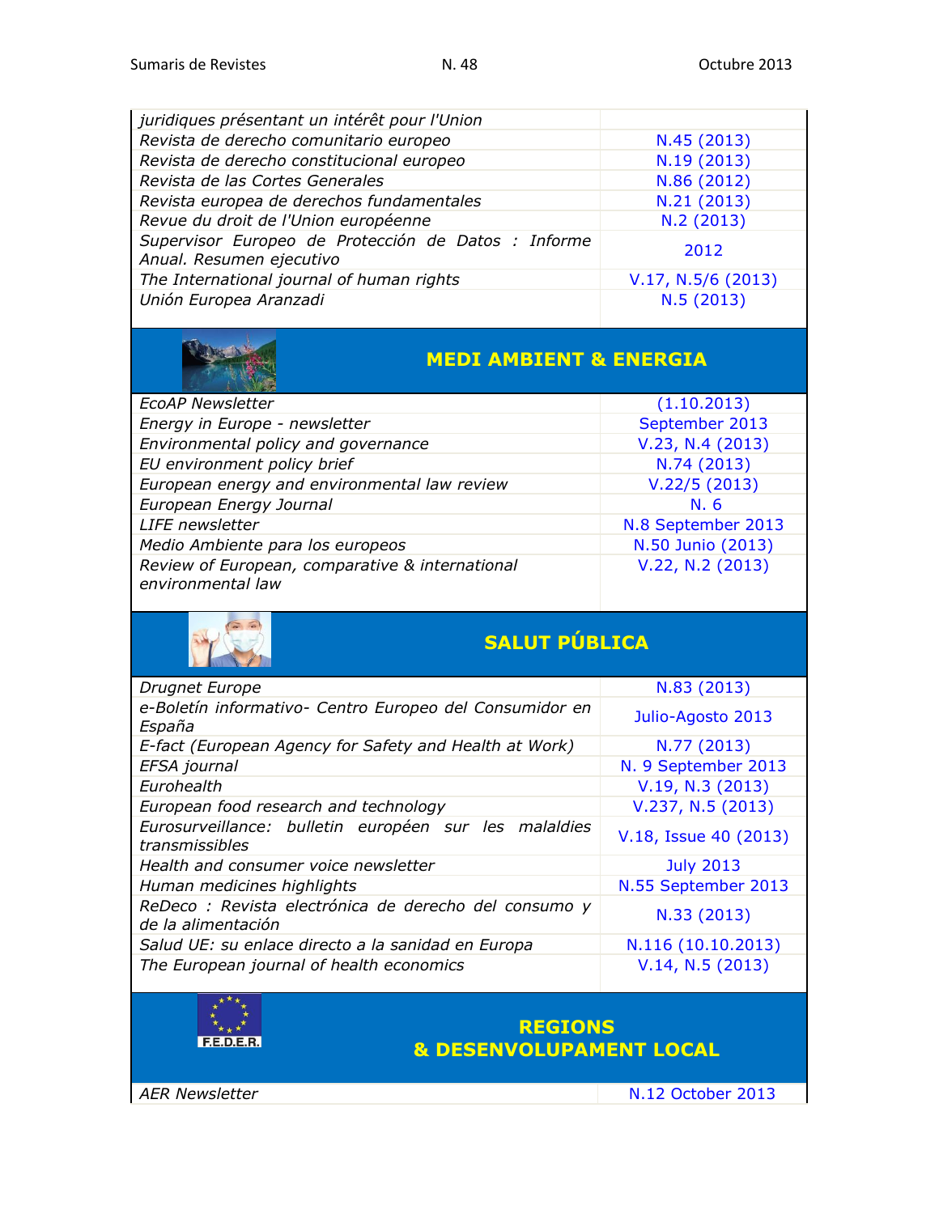| | |
|---|---|
| *juridiques présentant un intérêt pour l'Union* | |
| *Revista de derecho comunitario europeo* | N.45 (2013) |
| *Revista de derecho constitucional europeo* | N.19 (2013) |
| *Revista de las Cortes Generales* | N.86 (2012) |
| *Revista europea de derechos fundamentales* | N.21 (2013) |
| *Revue du droit de l'Union européenne* | N.2 (2013) |
| *Supervisor Europeo de Protección de Datos : Informe Anual. Resumen ejecutivo* | 2012 |
| *The International journal of human rights* | V.17, N.5/6 (2013) |
| *Unión Europea Aranzadi* | N.5 (2013) |

## MEDI AMBIENT & ENERGIA

| | |
|---|---|
| *EcoAP Newsletter* | (1.10.2013) |
| *Energy in Europe - newsletter* | September 2013 |
| *Environmental policy and governance* | V.23, N.4 (2013) |
| *EU environment policy brief* | N.74 (2013) |
| *European energy and environmental law review* | V.22/5 (2013) |
| *European Energy Journal* | N. 6 |
| *LIFE newsletter* | N.8 September 2013 |
| *Medio Ambiente para los europeos* | N.50 Junio (2013) |
| *Review of European, comparative & international environmental law* | V.22, N.2 (2013) |

## SALUT PÚBLICA

| | |
|---|---|
| *Drugnet Europe* | N.83 (2013) |
| *e-Boletín informativo- Centro Europeo del Consumidor en España* | Julio-Agosto 2013 |
| *E-fact (European Agency for Safety and Health at Work)* | N.77 (2013) |
| *EFSA journal* | N. 9 September 2013 |
| *Eurohealth* | V.19, N.3 (2013) |
| *European food research and technology* | V.237, N.5 (2013) |
| *Eurosurveillance: bulletin européen sur les maladies transmissibles* | V.18, Issue 40 (2013) |
| *Health and consumer voice newsletter* | July 2013 |
| *Human medicines highlights* | N.55 September 2013 |
| *ReDeco : Revista electrónica de derecho del consumo y de la alimentación* | N.33 (2013) |
| *Salud UE: su enlace directo a la sanidad en Europa* | N.116 (10.10.2013) |
| *The European journal of health economics* | V.14, N.5 (2013) |

## REGIONS & DESENVOLUPAMENT LOCAL

| | |
|---|---|
| *AER Newsletter* | N.12 October 2013 |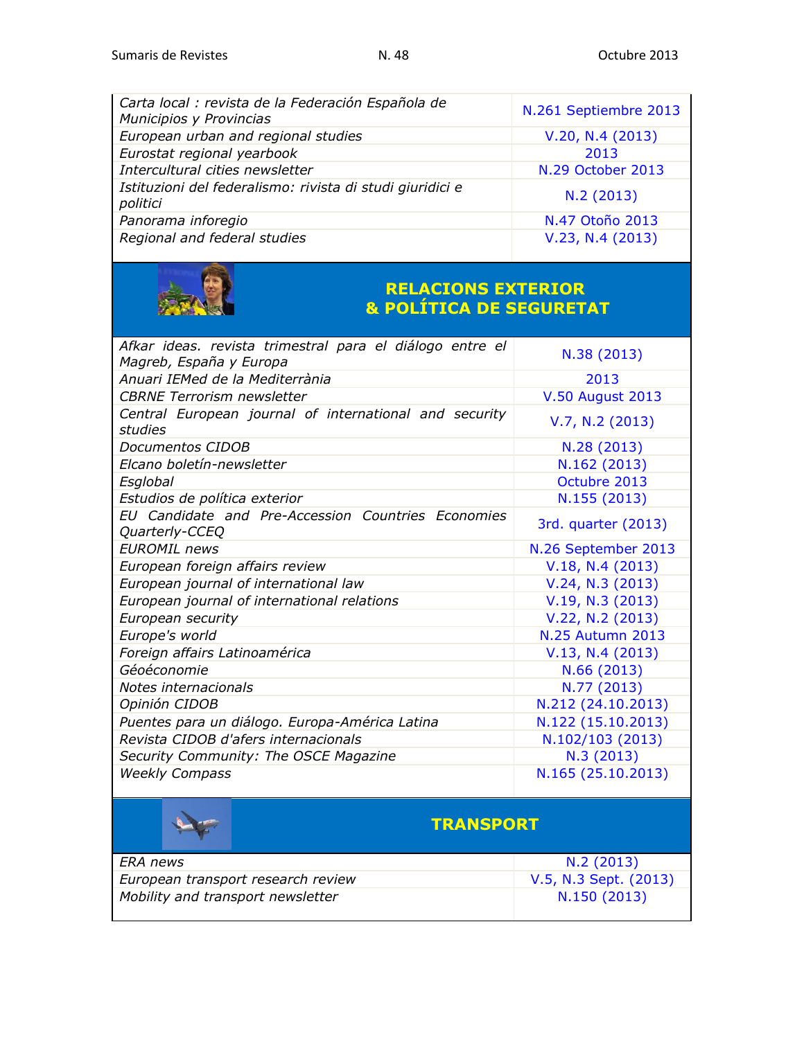| | |
|---|---|
| *Carta local : revista de la Federación Española de Municipios y Provincias* | N.261 Septiembre 2013 |
| *European urban and regional studies* | V.20, N.4 (2013) |
| *Eurostat regional yearbook* | 2013 |
| *Intercultural cities newsletter* | N.29 October 2013 |
| *Istituzioni del federalismo: rivista di studi giuridici e politici* | N.2 (2013) |
| *Panorama inforegio* | N.47 Otoño 2013 |
| *Regional and federal studies* | V.23, N.4 (2013) |

## RELACIONS EXTERIOR & POLÍTICA DE SEGURETAT

| | |
|---|---|
| *Afkar ideas. revista trimestral para el diálogo entre el Magreb, España y Europa* | N.38 (2013) |
| *Anuari IEMed de la Mediterrània* | 2013 |
| *CBRNE Terrorism newsletter* | V.50 August 2013 |
| *Central European journal of international and security studies* | V.7, N.2 (2013) |
| *Documentos CIDOB* | N.28 (2013) |
| *Elcano boletín-newsletter* | N.162 (2013) |
| *Esglobal* | Octubre 2013 |
| *Estudios de política exterior* | N.155 (2013) |
| *EU Candidate and Pre-Accession Countries Economies Quarterly-CCEQ* | 3rd. quarter (2013) |
| *EUROMIL news* | N.26 September 2013 |
| *European foreign affairs review* | V.18, N.4 (2013) |
| *European journal of international law* | V.24, N.3 (2013) |
| *European journal of international relations* | V.19, N.3 (2013) |
| *European security* | V.22, N.2 (2013) |
| *Europe's world* | N.25 Autumn 2013 |
| *Foreign affairs Latinoamérica* | V.13, N.4 (2013) |
| *Géoéconomie* | N.66 (2013) |
| *Notes internacionals* | N.77 (2013) |
| *Opinión CIDOB* | N.212 (24.10.2013) |
| *Puentes para un diálogo. Europa-América Latina* | N.122 (15.10.2013) |
| *Revista CIDOB d'afers internacionals* | N.102/103 (2013) |
| *Security Community: The OSCE Magazine* | N.3 (2013) |
| *Weekly Compass* | N.165 (25.10.2013) |

## TRANSPORT

| | |
|---|---|
| *ERA news* | N.2 (2013) |
| *European transport research review* | V.5, N.3 Sept. (2013) |
| *Mobility and transport newsletter* | N.150 (2013) |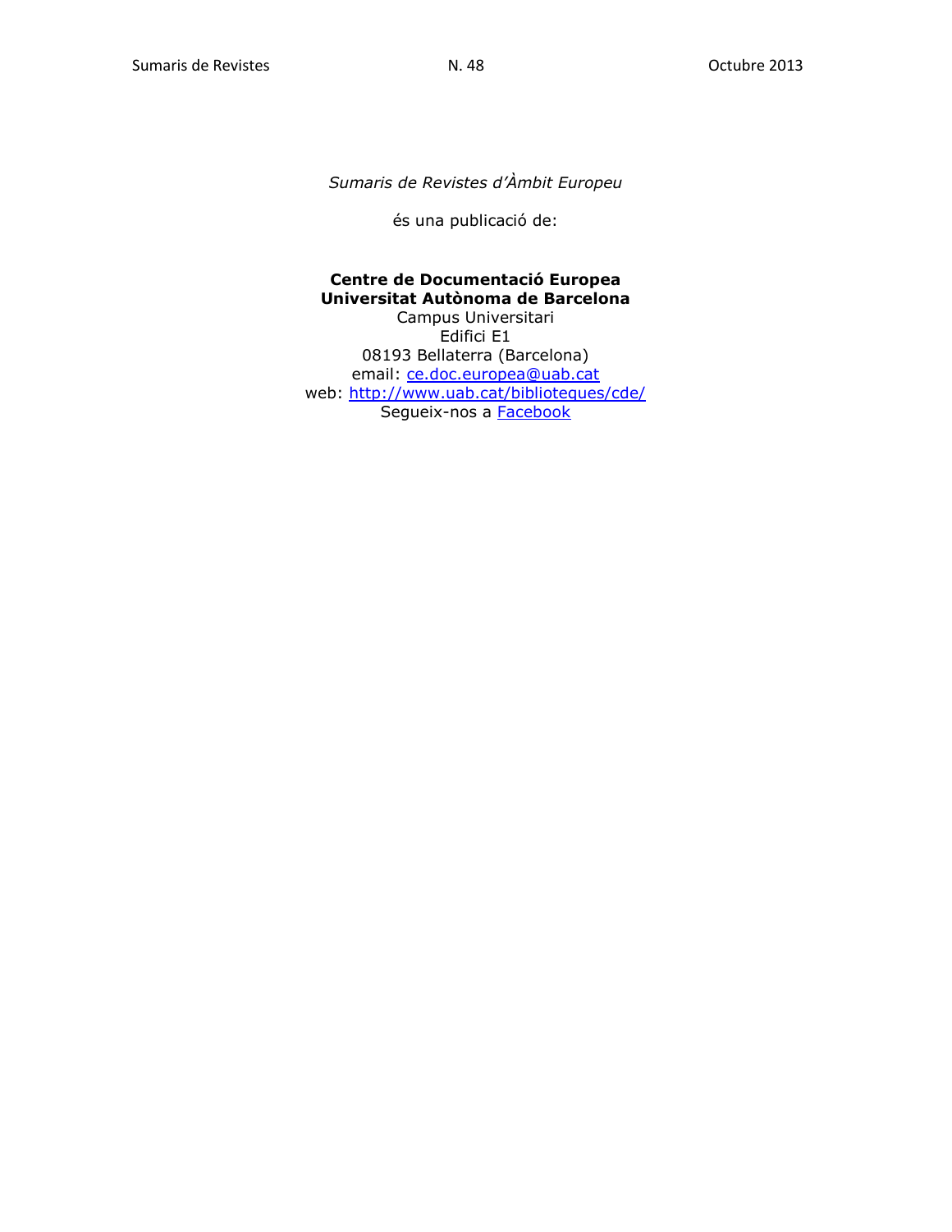*Sumaris de Revistes d'Àmbit Europeu*

és una publicació de:

**Centre de Documentació Europea**
**Universitat Autònoma de Barcelona**
Campus Universitari
Edifici E1
08193 Bellaterra (Barcelona)
email: ce.doc.europea@uab.cat
web: http://www.uab.cat/biblioteques/cde/
Segueix-nos a Facebook